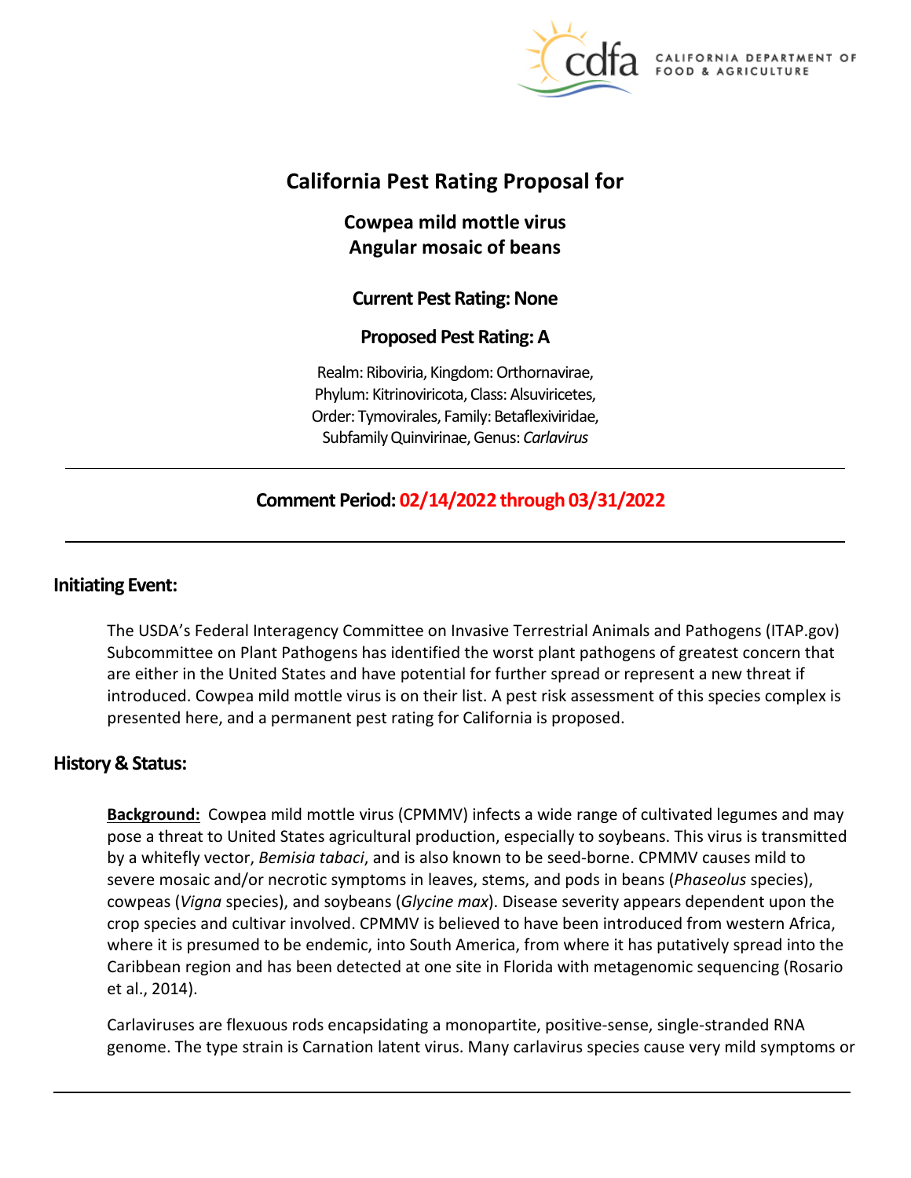# California Pest Rating Proposal for

## Cowpea mild mottle virus
## Angular mosaic of beans

**Current Pest Rating: None**

**Proposed Pest Rating: A**

Realm: Riboviria, Kingdom: Orthornavirae, Phylum: Kitrinoviricota, Class: Alsuviricetes, Order: Tymovirales, Family: Betaflexiviridae, Subfamily Quinvirinae, Genus: *Carlavirus*

---

**Comment Period: 02/14/2022 through 03/31/2022**

---

## Initiating Event:

The USDA's Federal Interagency Committee on Invasive Terrestrial Animals and Pathogens (ITAP.gov) Subcommittee on Plant Pathogens has identified the worst plant pathogens of greatest concern that are either in the United States and have potential for further spread or represent a new threat if introduced. Cowpea mild mottle virus is on their list. A pest risk assessment of this species complex is presented here, and a permanent pest rating for California is proposed.

## History & Status:

**Background:** Cowpea mild mottle virus (CPMMV) infects a wide range of cultivated legumes and may pose a threat to United States agricultural production, especially to soybeans. This virus is transmitted by a whitefly vector, *Bemisia tabaci*, and is also known to be seed-borne. CPMMV causes mild to severe mosaic and/or necrotic symptoms in leaves, stems, and pods in beans (*Phaseolus* species), cowpeas (*Vigna* species), and soybeans (*Glycine max*). Disease severity appears dependent upon the crop species and cultivar involved. CPMMV is believed to have been introduced from western Africa, where it is presumed to be endemic, into South America, from where it has putatively spread into the Caribbean region and has been detected at one site in Florida with metagenomic sequencing (Rosario et al., 2014).

Carlaviruses are flexuous rods encapsidating a monopartite, positive-sense, single-stranded RNA genome. The type strain is Carnation latent virus. Many carlavirus species cause very mild symptoms or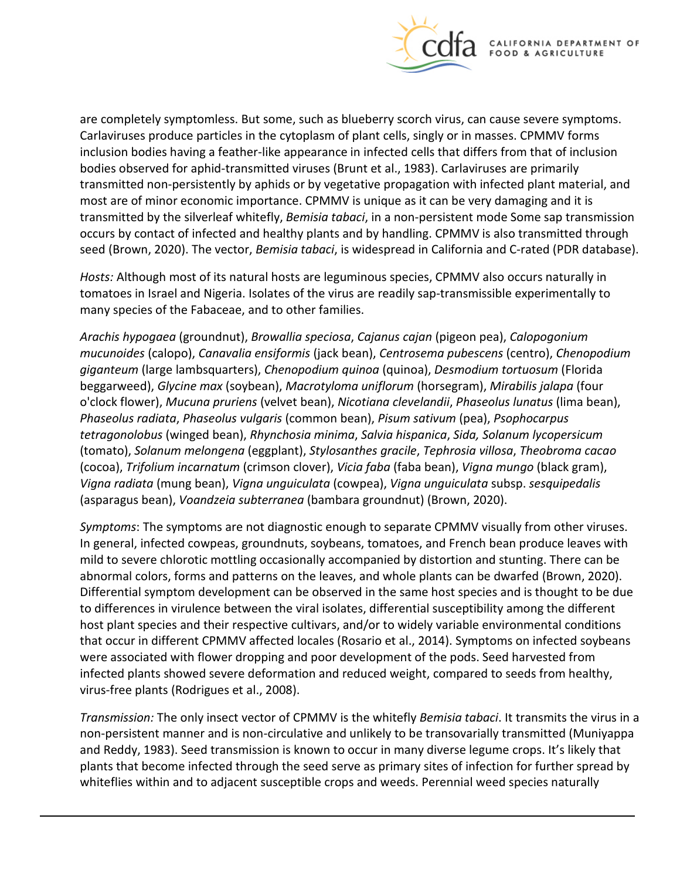are completely symptomless. But some, such as blueberry scorch virus, can cause severe symptoms. Carlaviruses produce particles in the cytoplasm of plant cells, singly or in masses. CPMMV forms inclusion bodies having a feather-like appearance in infected cells that differs from that of inclusion bodies observed for aphid-transmitted viruses (Brunt et al., 1983). Carlaviruses are primarily transmitted non-persistently by aphids or by vegetative propagation with infected plant material, and most are of minor economic importance. CPMMV is unique as it can be very damaging and it is transmitted by the silverleaf whitefly, *Bemisia tabaci*, in a non-persistent mode Some sap transmission occurs by contact of infected and healthy plants and by handling. CPMMV is also transmitted through seed (Brown, 2020). The vector, *Bemisia tabaci*, is widespread in California and C-rated (PDR database).

*Hosts:* Although most of its natural hosts are leguminous species, CPMMV also occurs naturally in tomatoes in Israel and Nigeria. Isolates of the virus are readily sap-transmissible experimentally to many species of the Fabaceae, and to other families.

*Arachis hypogaea* (groundnut), *Browallia speciosa*, *Cajanus cajan* (pigeon pea), *Calopogonium mucunoides* (calopo), *Canavalia ensiformis* (jack bean), *Centrosema pubescens* (centro), *Chenopodium giganteum* (large lambsquarters), *Chenopodium quinoa* (quinoa), *Desmodium tortuosum* (Florida beggarweed), *Glycine max* (soybean), *Macrotyloma uniflorum* (horsegram), *Mirabilis jalapa* (four o'clock flower), *Mucuna pruriens* (velvet bean), *Nicotiana clevelandii*, *Phaseolus lunatus* (lima bean), *Phaseolus radiata*, *Phaseolus vulgaris* (common bean), *Pisum sativum* (pea), *Psophocarpus tetragonolobus* (winged bean), *Rhynchosia minima*, *Salvia hispanica*, *Sida, Solanum lycopersicum* (tomato), *Solanum melongena* (eggplant), *Stylosanthes gracile*, *Tephrosia villosa*, *Theobroma cacao* (cocoa), *Trifolium incarnatum* (crimson clover), *Vicia faba* (faba bean), *Vigna mungo* (black gram), *Vigna radiata* (mung bean), *Vigna unguiculata* (cowpea), *Vigna unguiculata* subsp. *sesquipedalis* (asparagus bean), *Voandzeia subterranea* (bambara groundnut) (Brown, 2020).

*Symptoms*: The symptoms are not diagnostic enough to separate CPMMV visually from other viruses. In general, infected cowpeas, groundnuts, soybeans, tomatoes, and French bean produce leaves with mild to severe chlorotic mottling occasionally accompanied by distortion and stunting. There can be abnormal colors, forms and patterns on the leaves, and whole plants can be dwarfed (Brown, 2020). Differential symptom development can be observed in the same host species and is thought to be due to differences in virulence between the viral isolates, differential susceptibility among the different host plant species and their respective cultivars, and/or to widely variable environmental conditions that occur in different CPMMV affected locales (Rosario et al., 2014). Symptoms on infected soybeans were associated with flower dropping and poor development of the pods. Seed harvested from infected plants showed severe deformation and reduced weight, compared to seeds from healthy, virus-free plants (Rodrigues et al., 2008).

*Transmission:* The only insect vector of CPMMV is the whitefly *Bemisia tabaci*. It transmits the virus in a non-persistent manner and is non-circulative and unlikely to be transovarially transmitted (Muniyappa and Reddy, 1983). Seed transmission is known to occur in many diverse legume crops. It's likely that plants that become infected through the seed serve as primary sites of infection for further spread by whiteflies within and to adjacent susceptible crops and weeds. Perennial weed species naturally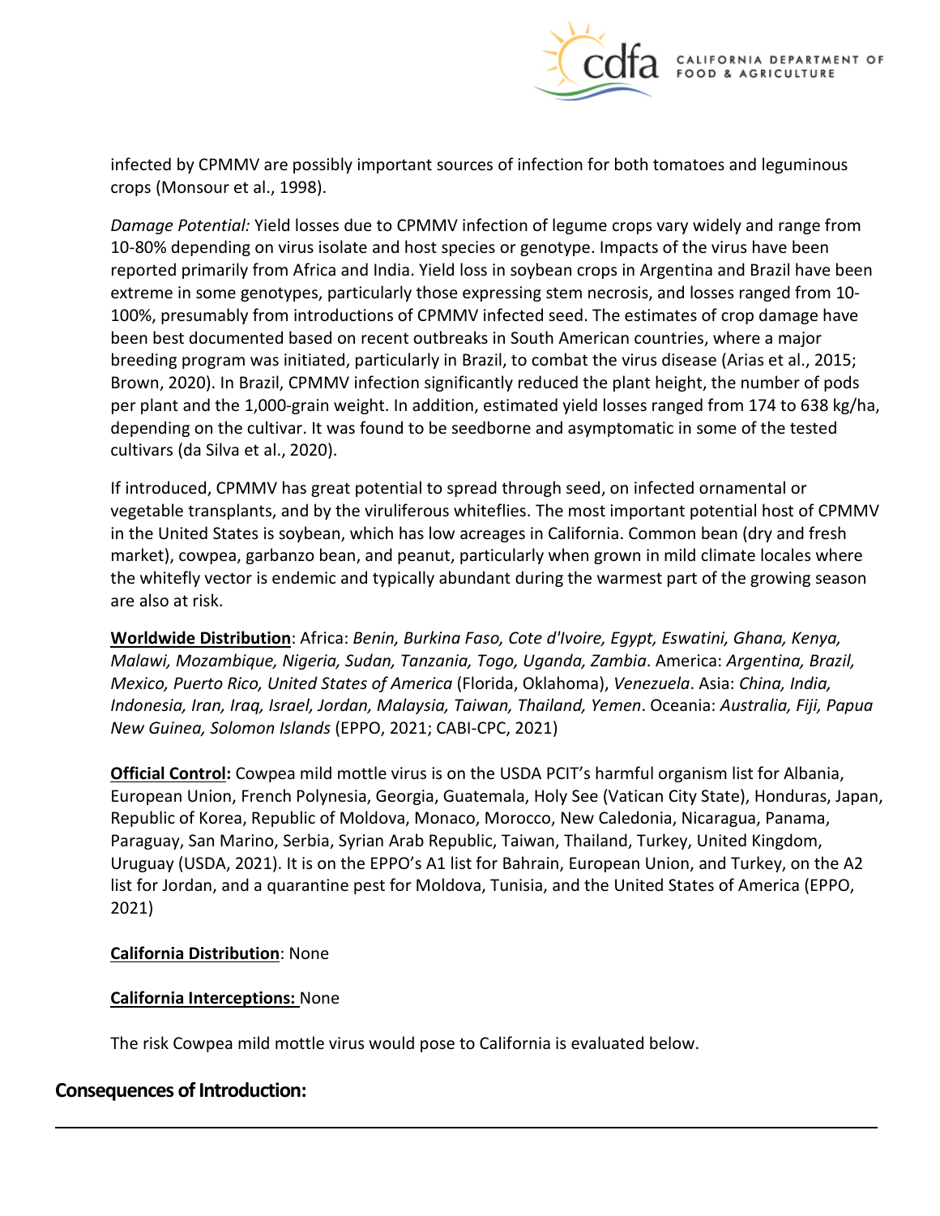infected by CPMMV are possibly important sources of infection for both tomatoes and leguminous crops (Monsour et al., 1998).

*Damage Potential:* Yield losses due to CPMMV infection of legume crops vary widely and range from 10-80% depending on virus isolate and host species or genotype. Impacts of the virus have been reported primarily from Africa and India. Yield loss in soybean crops in Argentina and Brazil have been extreme in some genotypes, particularly those expressing stem necrosis, and losses ranged from 10-100%, presumably from introductions of CPMMV infected seed. The estimates of crop damage have been best documented based on recent outbreaks in South American countries, where a major breeding program was initiated, particularly in Brazil, to combat the virus disease (Arias et al., 2015; Brown, 2020). In Brazil, CPMMV infection significantly reduced the plant height, the number of pods per plant and the 1,000-grain weight. In addition, estimated yield losses ranged from 174 to 638 kg/ha, depending on the cultivar. It was found to be seedborne and asymptomatic in some of the tested cultivars (da Silva et al., 2020).

If introduced, CPMMV has great potential to spread through seed, on infected ornamental or vegetable transplants, and by the viruliferous whiteflies. The most important potential host of CPMMV in the United States is soybean, which has low acreages in California. Common bean (dry and fresh market), cowpea, garbanzo bean, and peanut, particularly when grown in mild climate locales where the whitefly vector is endemic and typically abundant during the warmest part of the growing season are also at risk.

**Worldwide Distribution**: Africa: *Benin, Burkina Faso, Cote d'Ivoire, Egypt, Eswatini, Ghana, Kenya, Malawi, Mozambique, Nigeria, Sudan, Tanzania, Togo, Uganda, Zambia*. America: *Argentina, Brazil, Mexico, Puerto Rico, United States of America* (Florida, Oklahoma), *Venezuela*. Asia: *China, India, Indonesia, Iran, Iraq, Israel, Jordan, Malaysia, Taiwan, Thailand, Yemen*. Oceania: *Australia, Fiji, Papua New Guinea, Solomon Islands* (EPPO, 2021; CABI-CPC, 2021)

**Official Control:** Cowpea mild mottle virus is on the USDA PCIT's harmful organism list for Albania, European Union, French Polynesia, Georgia, Guatemala, Holy See (Vatican City State), Honduras, Japan, Republic of Korea, Republic of Moldova, Monaco, Morocco, New Caledonia, Nicaragua, Panama, Paraguay, San Marino, Serbia, Syrian Arab Republic, Taiwan, Thailand, Turkey, United Kingdom, Uruguay (USDA, 2021). It is on the EPPO's A1 list for Bahrain, European Union, and Turkey, on the A2 list for Jordan, and a quarantine pest for Moldova, Tunisia, and the United States of America (EPPO, 2021)

**California Distribution**: None

**California Interceptions:** None

The risk Cowpea mild mottle virus would pose to California is evaluated below.

## Consequences of Introduction: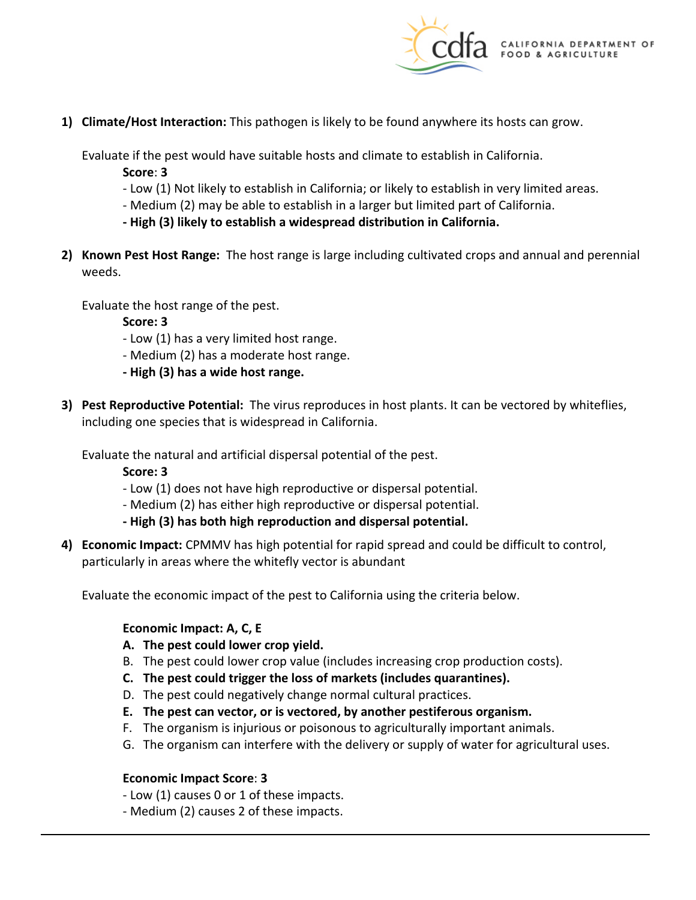1) **Climate/Host Interaction:** This pathogen is likely to be found anywhere its hosts can grow.

   Evaluate if the pest would have suitable hosts and climate to establish in California.

   **Score**: **3**

   - Low (1) Not likely to establish in California; or likely to establish in very limited areas.
   - Medium (2) may be able to establish in a larger but limited part of California.
   - **High (3) likely to establish a widespread distribution in California.**

2) **Known Pest Host Range:** The host range is large including cultivated crops and annual and perennial weeds.

   Evaluate the host range of the pest.

   **Score: 3**

   - Low (1) has a very limited host range.
   - Medium (2) has a moderate host range.
   - **High (3) has a wide host range.**

3) **Pest Reproductive Potential:** The virus reproduces in host plants. It can be vectored by whiteflies, including one species that is widespread in California.

   Evaluate the natural and artificial dispersal potential of the pest.

   **Score: 3**

   - Low (1) does not have high reproductive or dispersal potential.
   - Medium (2) has either high reproductive or dispersal potential.
   - **High (3) has both high reproduction and dispersal potential.**

4) **Economic Impact:** CPMMV has high potential for rapid spread and could be difficult to control, particularly in areas where the whitefly vector is abundant

   Evaluate the economic impact of the pest to California using the criteria below.

   **Economic Impact: A, C, E**

   A. **The pest could lower crop yield.**
   B. The pest could lower crop value (includes increasing crop production costs).
   C. **The pest could trigger the loss of markets (includes quarantines).**
   D. The pest could negatively change normal cultural practices.
   E. **The pest can vector, or is vectored, by another pestiferous organism.**
   F. The organism is injurious or poisonous to agriculturally important animals.
   G. The organism can interfere with the delivery or supply of water for agricultural uses.

   **Economic Impact Score**: **3**

   - Low (1) causes 0 or 1 of these impacts.
   - Medium (2) causes 2 of these impacts.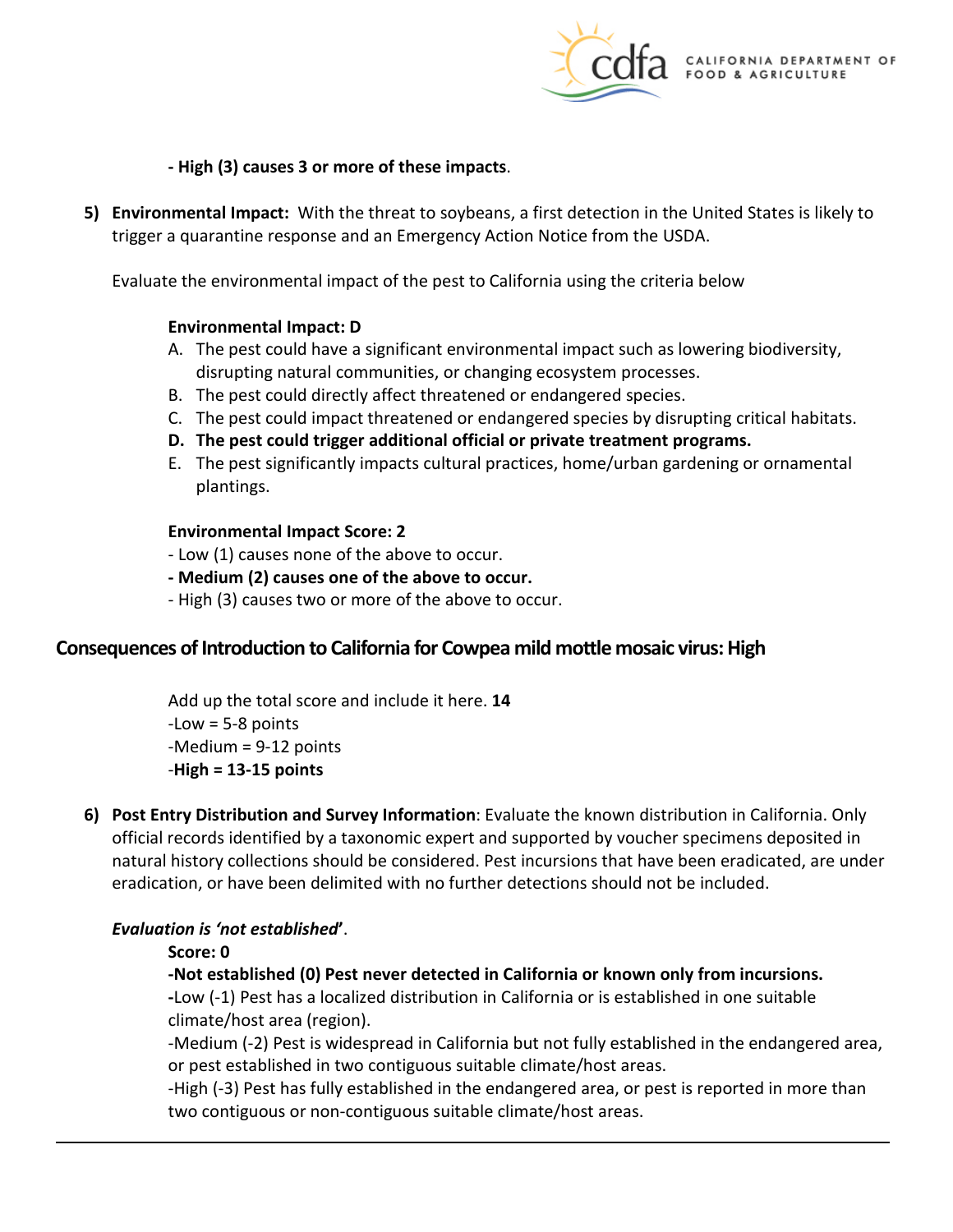**- High (3) causes 3 or more of these impacts**.

5) **Environmental Impact:** With the threat to soybeans, a first detection in the United States is likely to trigger a quarantine response and an Emergency Action Notice from the USDA.

   Evaluate the environmental impact of the pest to California using the criteria below

   **Environmental Impact: D**

   A. The pest could have a significant environmental impact such as lowering biodiversity, disrupting natural communities, or changing ecosystem processes.
   B. The pest could directly affect threatened or endangered species.
   C. The pest could impact threatened or endangered species by disrupting critical habitats.
   **D. The pest could trigger additional official or private treatment programs.**
   E. The pest significantly impacts cultural practices, home/urban gardening or ornamental plantings.

   **Environmental Impact Score: 2**

   - Low (1) causes none of the above to occur.
   **- Medium (2) causes one of the above to occur.**
   - High (3) causes two or more of the above to occur.

## Consequences of Introduction to California for Cowpea mild mottle mosaic virus: High

Add up the total score and include it here. **14**

-Low = 5-8 points
-Medium = 9-12 points
-**High = 13-15 points**

6) **Post Entry Distribution and Survey Information**: Evaluate the known distribution in California. Only official records identified by a taxonomic expert and supported by voucher specimens deposited in natural history collections should be considered. Pest incursions that have been eradicated, are under eradication, or have been delimited with no further detections should not be included.

   ***Evaluation is 'not established'***.

   **Score: 0**

   **-Not established (0) Pest never detected in California or known only from incursions.**
   **-**Low (-1) Pest has a localized distribution in California or is established in one suitable climate/host area (region).
   -Medium (-2) Pest is widespread in California but not fully established in the endangered area, or pest established in two contiguous suitable climate/host areas.
   -High (-3) Pest has fully established in the endangered area, or pest is reported in more than two contiguous or non-contiguous suitable climate/host areas.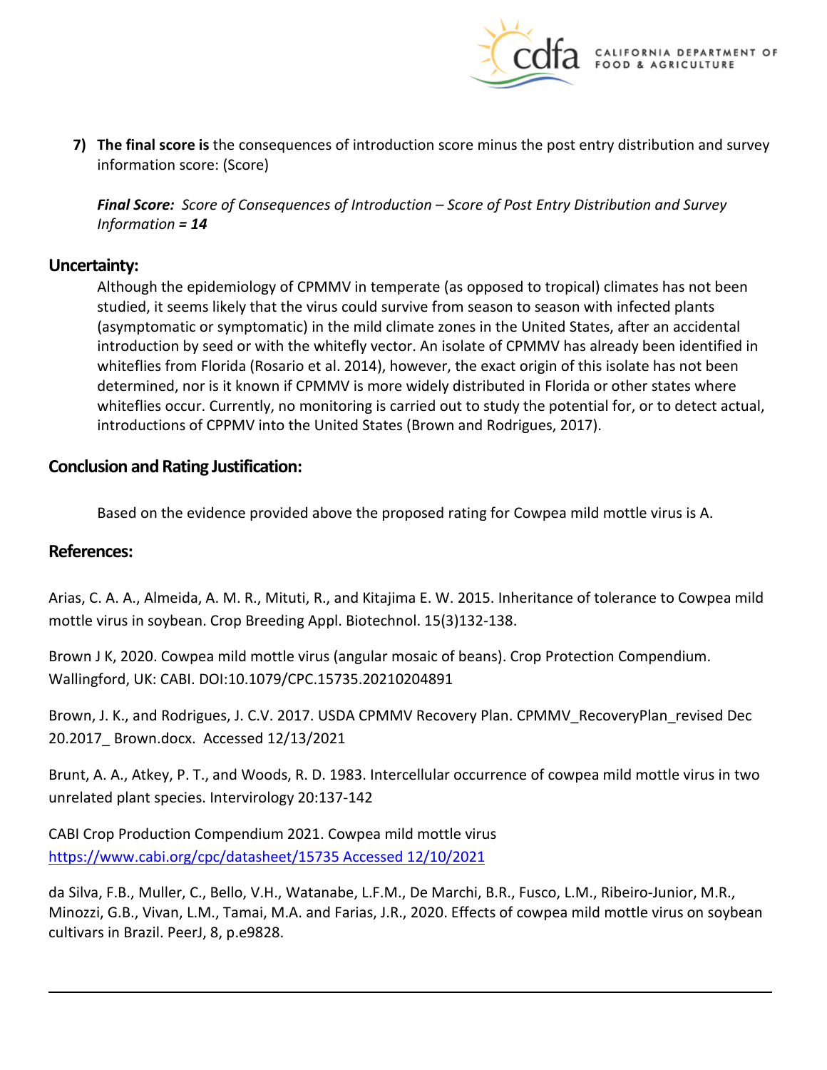7) **The final score is** the consequences of introduction score minus the post entry distribution and survey information score: (Score)

   ***Final Score:*** *Score of Consequences of Introduction – Score of Post Entry Distribution and Survey Information =* ***14***

## Uncertainty:

Although the epidemiology of CPMMV in temperate (as opposed to tropical) climates has not been studied, it seems likely that the virus could survive from season to season with infected plants (asymptomatic or symptomatic) in the mild climate zones in the United States, after an accidental introduction by seed or with the whitefly vector. An isolate of CPMMV has already been identified in whiteflies from Florida (Rosario et al. 2014), however, the exact origin of this isolate has not been determined, nor is it known if CPMMV is more widely distributed in Florida or other states where whiteflies occur. Currently, no monitoring is carried out to study the potential for, or to detect actual, introductions of CPPMV into the United States (Brown and Rodrigues, 2017).

## Conclusion and Rating Justification:

Based on the evidence provided above the proposed rating for Cowpea mild mottle virus is A.

## References:

Arias, C. A. A., Almeida, A. M. R., Mituti, R., and Kitajima E. W. 2015. Inheritance of tolerance to Cowpea mild mottle virus in soybean. Crop Breeding Appl. Biotechnol. 15(3)132-138.

Brown J K, 2020. Cowpea mild mottle virus (angular mosaic of beans). Crop Protection Compendium. Wallingford, UK: CABI. DOI:10.1079/CPC.15735.20210204891

Brown, J. K., and Rodrigues, J. C.V. 2017. USDA CPMMV Recovery Plan. CPMMV_RecoveryPlan_revised Dec 20.2017_ Brown.docx. Accessed 12/13/2021

Brunt, A. A., Atkey, P. T., and Woods, R. D. 1983. Intercellular occurrence of cowpea mild mottle virus in two unrelated plant species. Intervirology 20:137-142

CABI Crop Production Compendium 2021. Cowpea mild mottle virus https://www.cabi.org/cpc/datasheet/15735 Accessed 12/10/2021

da Silva, F.B., Muller, C., Bello, V.H., Watanabe, L.F.M., De Marchi, B.R., Fusco, L.M., Ribeiro-Junior, M.R., Minozzi, G.B., Vivan, L.M., Tamai, M.A. and Farias, J.R., 2020. Effects of cowpea mild mottle virus on soybean cultivars in Brazil. PeerJ, 8, p.e9828.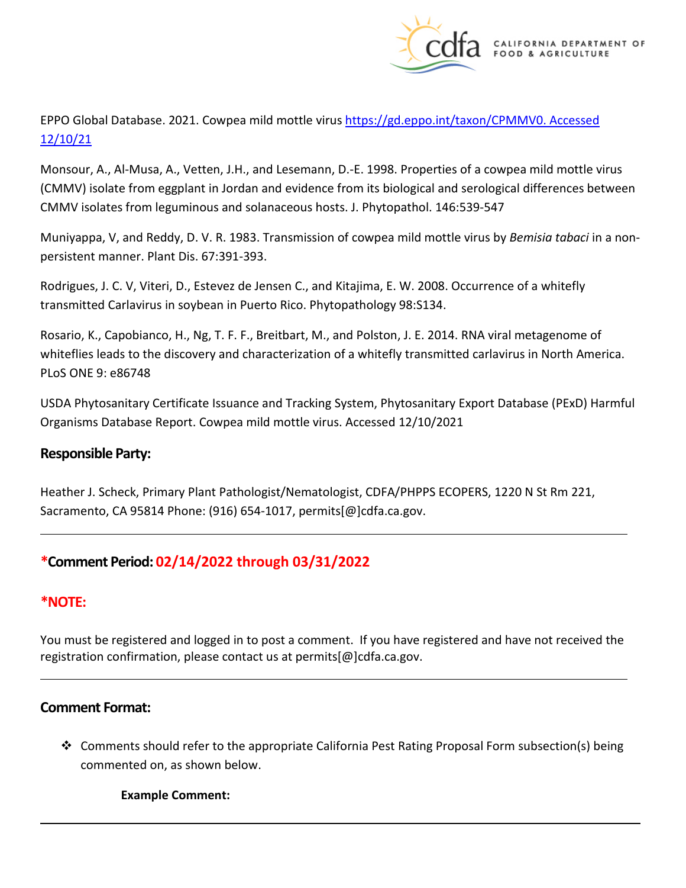EPPO Global Database. 2021. Cowpea mild mottle virus [https://gd.eppo.int/taxon/CPMMV0. Accessed 12/10/21](https://gd.eppo.int/taxon/CPMMV0)

Monsour, A., Al-Musa, A., Vetten, J.H., and Lesemann, D.-E. 1998. Properties of a cowpea mild mottle virus (CMMV) isolate from eggplant in Jordan and evidence from its biological and serological differences between CMMV isolates from leguminous and solanaceous hosts. J. Phytopathol. 146:539-547

Muniyappa, V, and Reddy, D. V. R. 1983. Transmission of cowpea mild mottle virus by *Bemisia tabaci* in a non-persistent manner. Plant Dis. 67:391-393.

Rodrigues, J. C. V, Viteri, D., Estevez de Jensen C., and Kitajima, E. W. 2008. Occurrence of a whitefly transmitted Carlavirus in soybean in Puerto Rico. Phytopathology 98:S134.

Rosario, K., Capobianco, H., Ng, T. F. F., Breitbart, M., and Polston, J. E. 2014. RNA viral metagenome of whiteflies leads to the discovery and characterization of a whitefly transmitted carlavirus in North America. PLoS ONE 9: e86748

USDA Phytosanitary Certificate Issuance and Tracking System, Phytosanitary Export Database (PExD) Harmful Organisms Database Report. Cowpea mild mottle virus. Accessed 12/10/2021

## Responsible Party:

Heather J. Scheck, Primary Plant Pathologist/Nematologist, CDFA/PHPPS ECOPERS, 1220 N St Rm 221, Sacramento, CA 95814 Phone: (916) 654-1017, permits[@]cdfa.ca.gov.

---

## *Comment Period: 02/14/2022 through 03/31/2022

## *NOTE:

You must be registered and logged in to post a comment. If you have registered and have not received the registration confirmation, please contact us at permits[@]cdfa.ca.gov.

---

## Comment Format:

- Comments should refer to the appropriate California Pest Rating Proposal Form subsection(s) being commented on, as shown below.

**Example Comment:**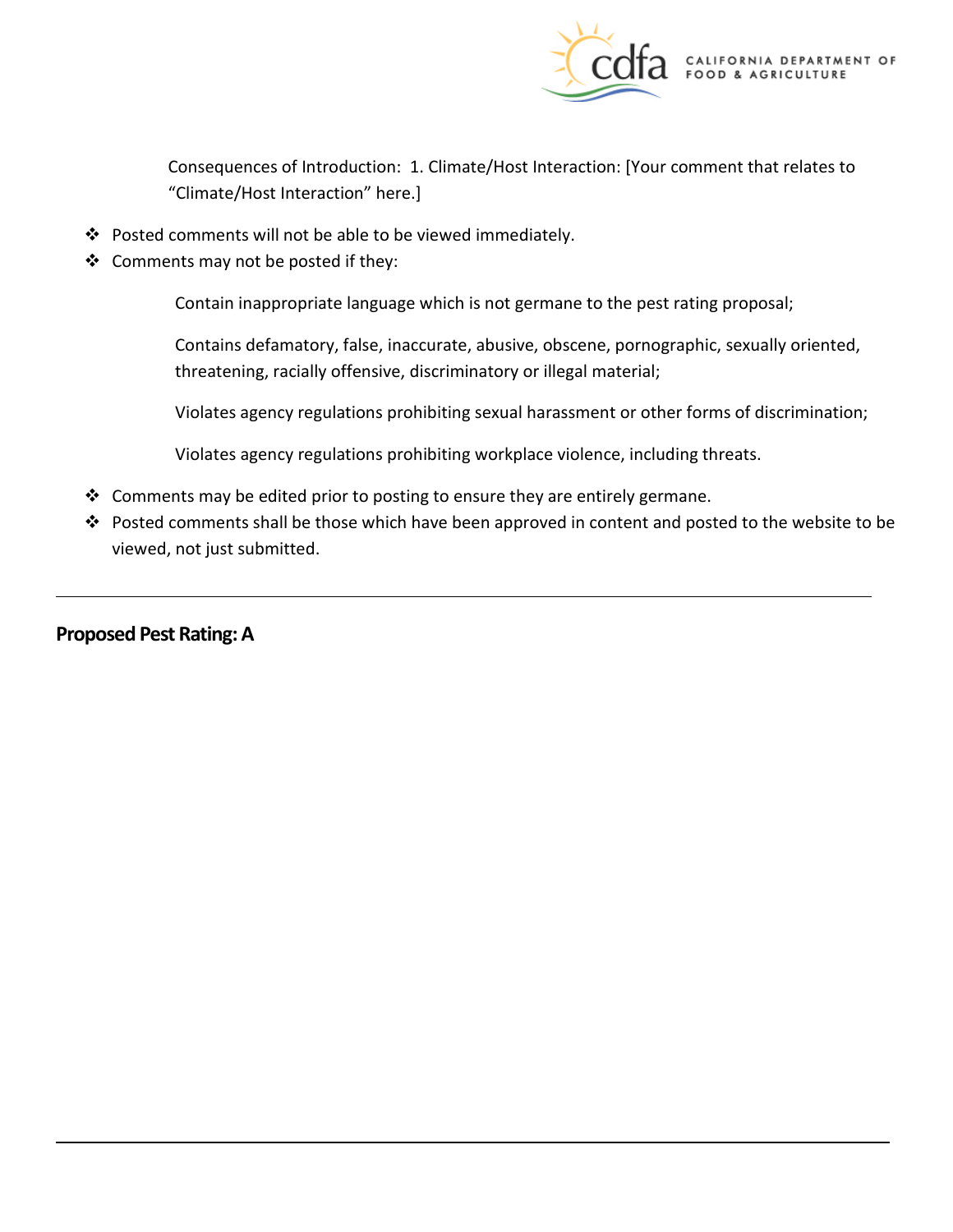Consequences of Introduction: 1. Climate/Host Interaction: [Your comment that relates to "Climate/Host Interaction" here.]

- Posted comments will not be able to be viewed immediately.
- Comments may not be posted if they:

  Contain inappropriate language which is not germane to the pest rating proposal;

  Contains defamatory, false, inaccurate, abusive, obscene, pornographic, sexually oriented, threatening, racially offensive, discriminatory or illegal material;

  Violates agency regulations prohibiting sexual harassment or other forms of discrimination;

  Violates agency regulations prohibiting workplace violence, including threats.

- Comments may be edited prior to posting to ensure they are entirely germane.
- Posted comments shall be those which have been approved in content and posted to the website to be viewed, not just submitted.

---

**Proposed Pest Rating: A**